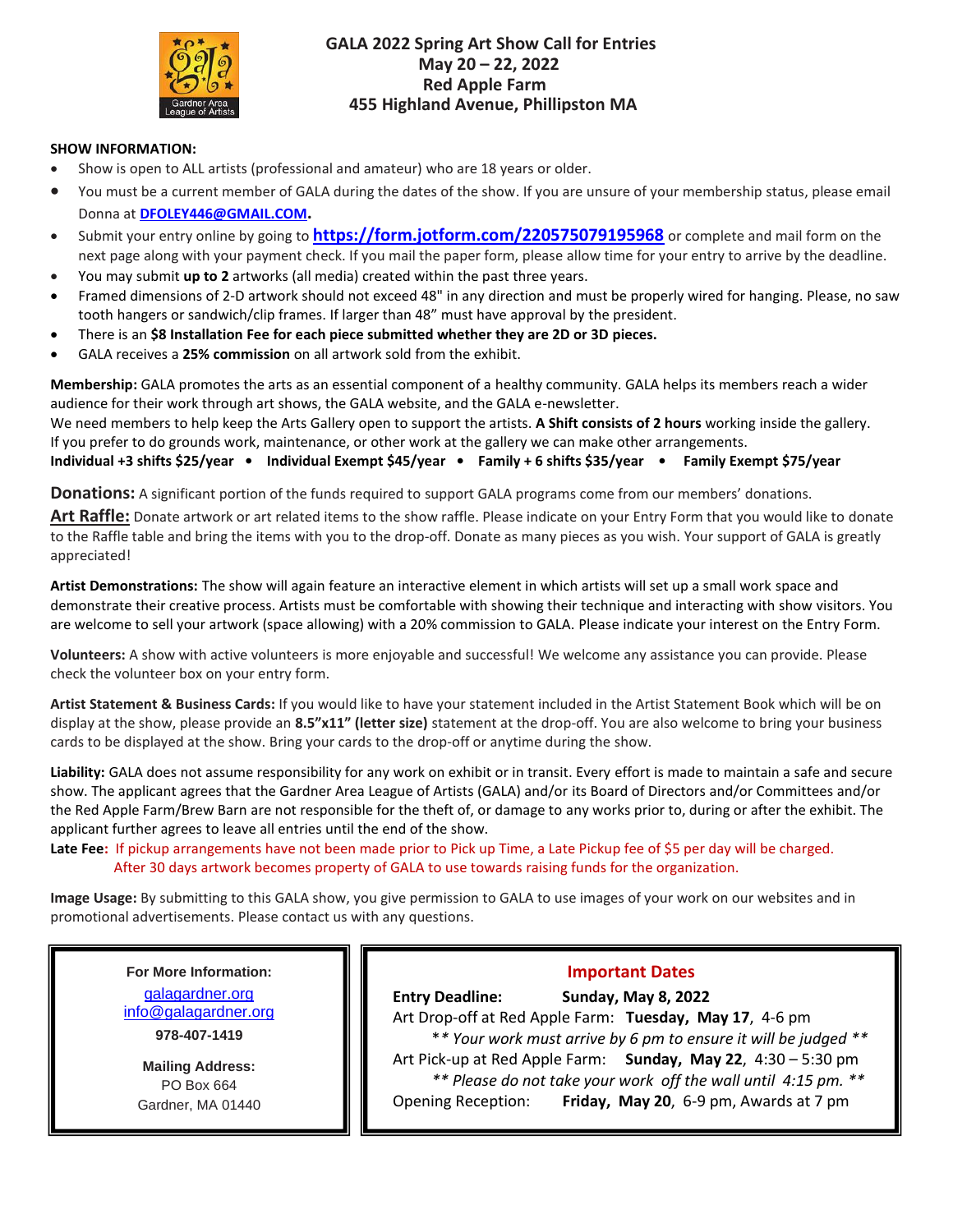# GALA 2022 Spring Art Show Call for Entries
## May 20 – 22, 2022
## Red Apple Farm
## 455 Highland Avenue, Phillipston MA

**SHOW INFORMATION:**

- Show is open to ALL artists (professional and amateur) who are 18 years or older.
- You must be a current member of GALA during the dates of the show. If you are unsure of your membership status, please email Donna at **DFOLEY446@GMAIL.COM**.
- Submit your entry online by going to **https://form.jotform.com/220575079195968** or complete and mail form on the next page along with your payment check. If you mail the paper form, please allow time for your entry to arrive by the deadline.
- You may submit **up to 2** artworks (all media) created within the past three years.
- Framed dimensions of 2-D artwork should not exceed 48" in any direction and must be properly wired for hanging. Please, no saw tooth hangers or sandwich/clip frames. If larger than 48" must have approval by the president.
- There is an **$8 Installation Fee for each piece submitted whether they are 2D or 3D pieces.**
- GALA receives a **25% commission** on all artwork sold from the exhibit.

**Membership:** GALA promotes the arts as an essential component of a healthy community. GALA helps its members reach a wider audience for their work through art shows, the GALA website, and the GALA e-newsletter.
We need members to help keep the Arts Gallery open to support the artists. **A Shift consists of 2 hours** working inside the gallery. If you prefer to do grounds work, maintenance, or other work at the gallery we can make other arrangements.
**Individual +3 shifts $25/year • Individual Exempt $45/year • Family + 6 shifts $35/year • Family Exempt $75/year**

**Donations:** A significant portion of the funds required to support GALA programs come from our members' donations.

**Art Raffle:** Donate artwork or art related items to the show raffle. Please indicate on your Entry Form that you would like to donate to the Raffle table and bring the items with you to the drop-off. Donate as many pieces as you wish. Your support of GALA is greatly appreciated!

**Artist Demonstrations:** The show will again feature an interactive element in which artists will set up a small work space and demonstrate their creative process. Artists must be comfortable with showing their technique and interacting with show visitors. You are welcome to sell your artwork (space allowing) with a 20% commission to GALA. Please indicate your interest on the Entry Form.

**Volunteers:** A show with active volunteers is more enjoyable and successful! We welcome any assistance you can provide. Please check the volunteer box on your entry form.

**Artist Statement & Business Cards:** If you would like to have your statement included in the Artist Statement Book which will be on display at the show, please provide an **8.5"x11" (letter size)** statement at the drop-off. You are also welcome to bring your business cards to be displayed at the show. Bring your cards to the drop-off or anytime during the show.

**Liability:** GALA does not assume responsibility for any work on exhibit or in transit. Every effort is made to maintain a safe and secure show. The applicant agrees that the Gardner Area League of Artists (GALA) and/or its Board of Directors and/or Committees and/or the Red Apple Farm/Brew Barn are not responsible for the theft of, or damage to any works prior to, during or after the exhibit. The applicant further agrees to leave all entries until the end of the show.

**Late Fee:** If pickup arrangements have not been made prior to Pick up Time, a Late Pickup fee of $5 per day will be charged. After 30 days artwork becomes property of GALA to use towards raising funds for the organization.

**Image Usage:** By submitting to this GALA show, you give permission to GALA to use images of your work on our websites and in promotional advertisements. Please contact us with any questions.

**For More Information:**
galagardner.org
info@galagardner.org
**978-407-1419**

**Mailing Address:**
PO Box 664
Gardner, MA 01440

### Important Dates

**Entry Deadline:** **Sunday, May 8, 2022**
Art Drop-off at Red Apple Farm: **Tuesday, May 17**, 4-6 pm
*\*\* Your work must arrive by 6 pm to ensure it will be judged \*\**
Art Pick-up at Red Apple Farm: **Sunday, May 22**, 4:30 – 5:30 pm
*\*\* Please do not take your work off the wall until 4:15 pm. \*\**
Opening Reception: **Friday, May 20**, 6-9 pm, Awards at 7 pm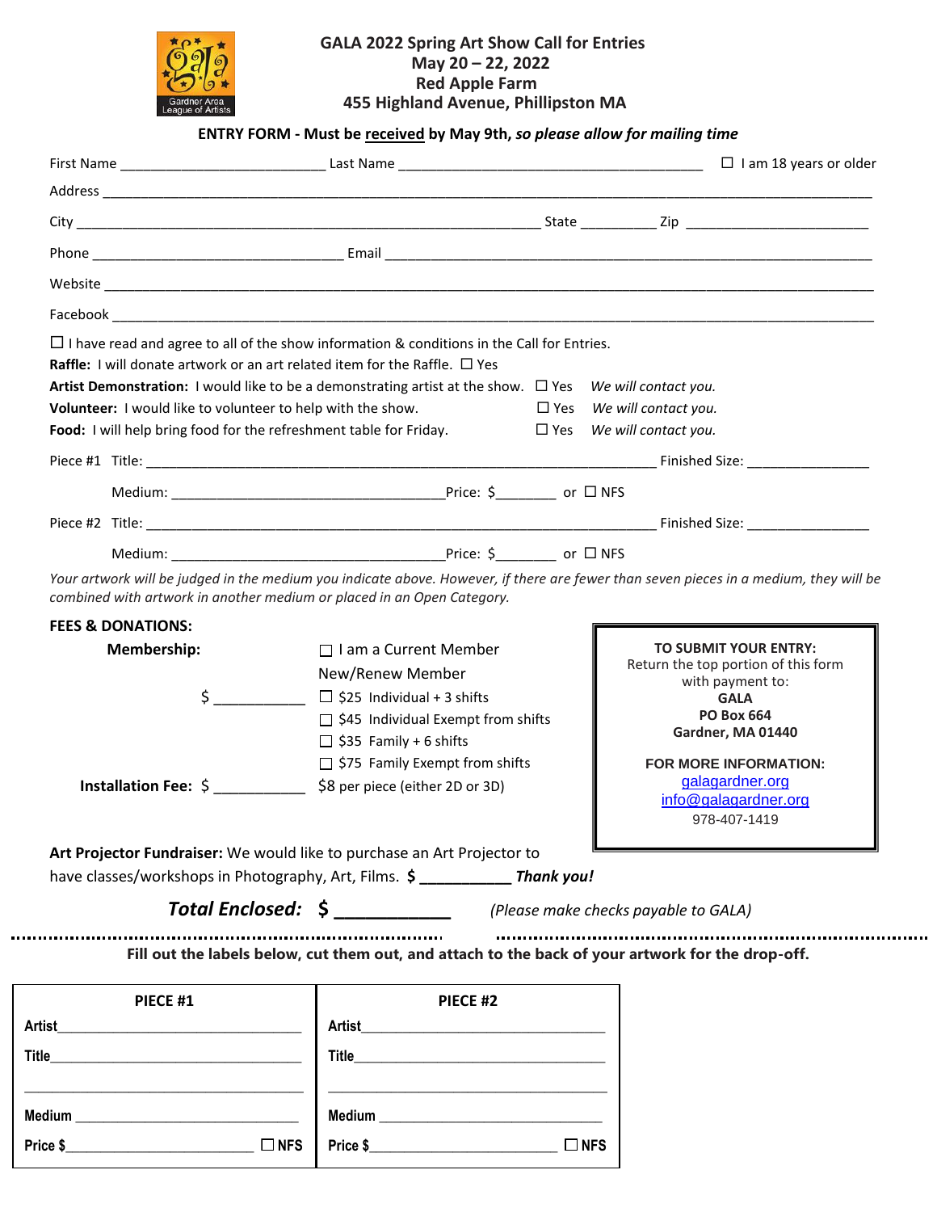# GALA 2022 Spring Art Show Call for Entries
## May 20 – 22, 2022
## Red Apple Farm
## 455 Highland Avenue, Phillipston MA

**ENTRY FORM - Must be received by May 9th,** ***so please allow for mailing time***

First Name ___________________________ Last Name ________________________________________ ☐ I am 18 years or older

Address ____________________________________________________________________________________________

City ______________________________________________________________ State __________ Zip ________________________

Phone _________________________________ Email _______________________________________________________________

Website ____________________________________________________________________________________________

Facebook ___________________________________________________________________________________________

☐ I have read and agree to all of the show information & conditions in the Call for Entries.

**Raffle:** I will donate artwork or an art related item for the Raffle. ☐ Yes

**Artist Demonstration:** I would like to be a demonstrating artist at the show. ☐ Yes *We will contact you.*

**Volunteer:** I would like to volunteer to help with the show. ☐ Yes *We will contact you.*

**Food:** I will help bring food for the refreshment table for Friday. ☐ Yes *We will contact you.*

Piece #1 Title: __________________________________________________________________ Finished Size: ________________

Medium: ____________________________________ Price: $________ or ☐ NFS

Piece #2 Title: __________________________________________________________________ Finished Size: ________________

Medium: ____________________________________ Price: $________ or ☐ NFS

*Your artwork will be judged in the medium you indicate above. However, if there are fewer than seven pieces in a medium, they will be combined with artwork in another medium or placed in an Open Category.*

**FEES & DONATIONS:**

**Membership:** ☐ I am a Current Member

New/Renew Member

$ ___________ ☐ $25 Individual + 3 shifts

☐ $45 Individual Exempt from shifts

☐ $35 Family + 6 shifts

☐ $75 Family Exempt from shifts

**Installation Fee:** $ ___________ $8 per piece (either 2D or 3D)

**TO SUBMIT YOUR ENTRY:**
Return the top portion of this form with payment to:
**GALA**
**PO Box 664**
**Gardner, MA 01440**

**FOR MORE INFORMATION:**
galagardner.org
info@galagardner.org
978-407-1419

**Art Projector Fundraiser:** We would like to purchase an Art Projector to have classes/workshops in Photography, Art, Films. **$ __________** ***Thank you!***

***Total Enclosed:*** **$ ___________** *(Please make checks payable to GALA)*

**Fill out the labels below, cut them out, and attach to the back of your artwork for the drop-off.**

| **PIECE #1** | **PIECE #2** |
|---|---|
| **Artist**________________________ | **Artist**________________________ |
| **Title**_________________________ | **Title**_________________________ |
| ______________________________ | ______________________________ |
| **Medium** ______________________ | **Medium** ______________________ |
| **Price $**__________________ ☐ **NFS** | **Price $**__________________ ☐ **NFS** |